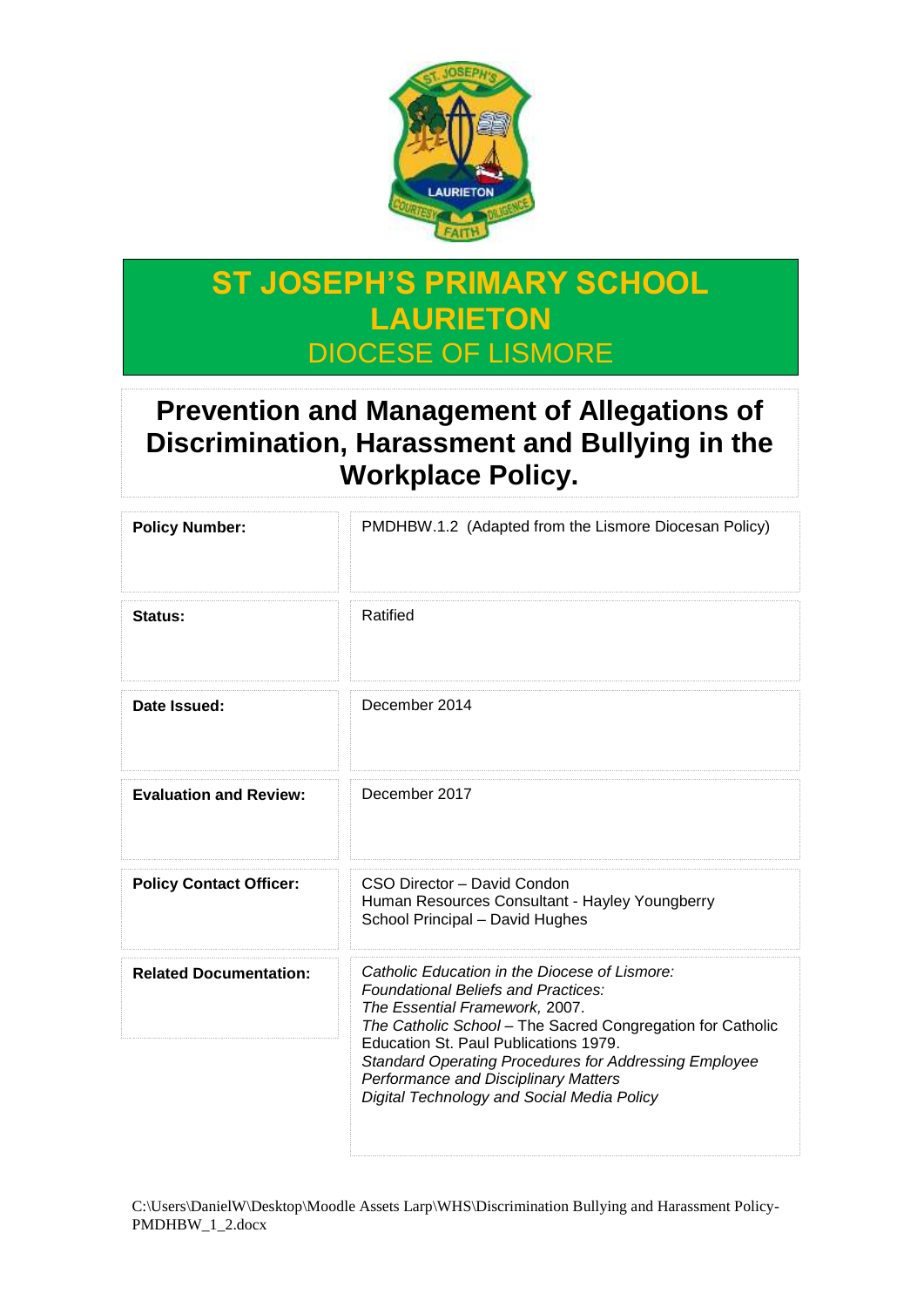# ST JOSEPH'S PRIMARY SCHOOL LAURIETON

DIOCESE OF LISMORE

# Prevention and Management of Allegations of Discrimination, Harassment and Bullying in the Workplace Policy.

| | |
|---|---|
| **Policy Number:** | PMDHBW.1.2 (Adapted from the Lismore Diocesan Policy) |
| **Status:** | Ratified |
| **Date Issued:** | December 2014 |
| **Evaluation and Review:** | December 2017 |
| **Policy Contact Officer:** | CSO Director – David Condon<br>Human Resources Consultant - Hayley Youngberry<br>School Principal – David Hughes |
| **Related Documentation:** | *Catholic Education in the Diocese of Lismore: Foundational Beliefs and Practices: The Essential Framework,* 2007.<br>*The Catholic School* – The Sacred Congregation for Catholic Education St. Paul Publications 1979.<br>*Standard Operating Procedures for Addressing Employee Performance and Disciplinary Matters*<br>*Digital Technology and Social Media Policy* |

C:\Users\DanielW\Desktop\Moodle Assets Larp\WHS\Discrimination Bullying and Harassment Policy-PMDHBW_1_2.docx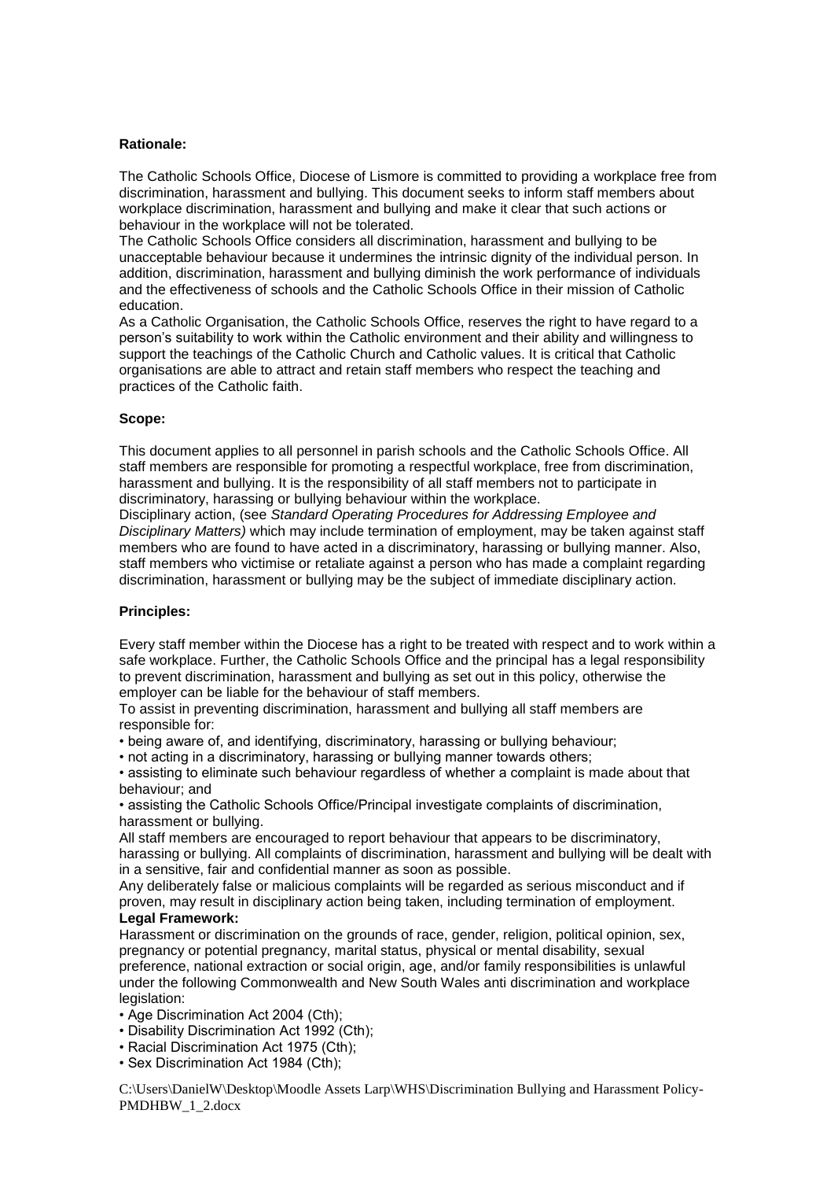**Rationale:**

The Catholic Schools Office, Diocese of Lismore is committed to providing a workplace free from discrimination, harassment and bullying. This document seeks to inform staff members about workplace discrimination, harassment and bullying and make it clear that such actions or behaviour in the workplace will not be tolerated.

The Catholic Schools Office considers all discrimination, harassment and bullying to be unacceptable behaviour because it undermines the intrinsic dignity of the individual person. In addition, discrimination, harassment and bullying diminish the work performance of individuals and the effectiveness of schools and the Catholic Schools Office in their mission of Catholic education.

As a Catholic Organisation, the Catholic Schools Office, reserves the right to have regard to a person's suitability to work within the Catholic environment and their ability and willingness to support the teachings of the Catholic Church and Catholic values. It is critical that Catholic organisations are able to attract and retain staff members who respect the teaching and practices of the Catholic faith.

**Scope:**

This document applies to all personnel in parish schools and the Catholic Schools Office. All staff members are responsible for promoting a respectful workplace, free from discrimination, harassment and bullying. It is the responsibility of all staff members not to participate in discriminatory, harassing or bullying behaviour within the workplace.

Disciplinary action, (see *Standard Operating Procedures for Addressing Employee and Disciplinary Matters)* which may include termination of employment, may be taken against staff members who are found to have acted in a discriminatory, harassing or bullying manner. Also, staff members who victimise or retaliate against a person who has made a complaint regarding discrimination, harassment or bullying may be the subject of immediate disciplinary action.

**Principles:**

Every staff member within the Diocese has a right to be treated with respect and to work within a safe workplace. Further, the Catholic Schools Office and the principal has a legal responsibility to prevent discrimination, harassment and bullying as set out in this policy, otherwise the employer can be liable for the behaviour of staff members.

To assist in preventing discrimination, harassment and bullying all staff members are responsible for:

- being aware of, and identifying, discriminatory, harassing or bullying behaviour;
- not acting in a discriminatory, harassing or bullying manner towards others;
- assisting to eliminate such behaviour regardless of whether a complaint is made about that behaviour; and
- assisting the Catholic Schools Office/Principal investigate complaints of discrimination, harassment or bullying.

All staff members are encouraged to report behaviour that appears to be discriminatory, harassing or bullying. All complaints of discrimination, harassment and bullying will be dealt with in a sensitive, fair and confidential manner as soon as possible.

Any deliberately false or malicious complaints will be regarded as serious misconduct and if proven, may result in disciplinary action being taken, including termination of employment.

**Legal Framework:**

Harassment or discrimination on the grounds of race, gender, religion, political opinion, sex, pregnancy or potential pregnancy, marital status, physical or mental disability, sexual preference, national extraction or social origin, age, and/or family responsibilities is unlawful under the following Commonwealth and New South Wales anti discrimination and workplace legislation:

- Age Discrimination Act 2004 (Cth);
- Disability Discrimination Act 1992 (Cth);
- Racial Discrimination Act 1975 (Cth);
- Sex Discrimination Act 1984 (Cth);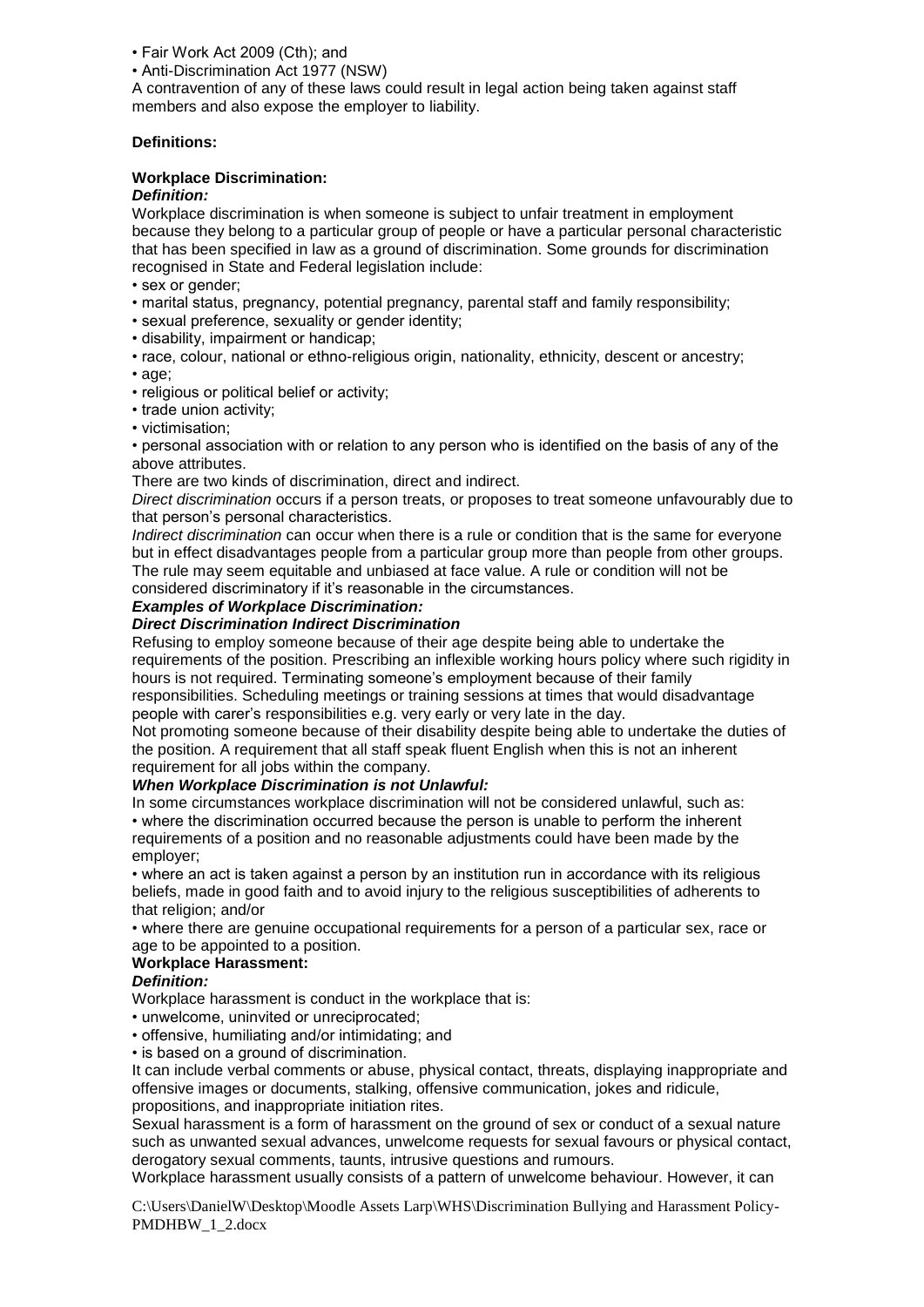- Fair Work Act 2009 (Cth); and
- Anti-Discrimination Act 1977 (NSW)

A contravention of any of these laws could result in legal action being taken against staff members and also expose the employer to liability.

**Definitions:**

**Workplace Discrimination:**

***Definition:***

Workplace discrimination is when someone is subject to unfair treatment in employment because they belong to a particular group of people or have a particular personal characteristic that has been specified in law as a ground of discrimination. Some grounds for discrimination recognised in State and Federal legislation include:

- sex or gender;
- marital status, pregnancy, potential pregnancy, parental staff and family responsibility;
- sexual preference, sexuality or gender identity;
- disability, impairment or handicap;
- race, colour, national or ethno-religious origin, nationality, ethnicity, descent or ancestry;
- age;
- religious or political belief or activity;
- trade union activity;
- victimisation;
- personal association with or relation to any person who is identified on the basis of any of the above attributes.

There are two kinds of discrimination, direct and indirect.

*Direct discrimination* occurs if a person treats, or proposes to treat someone unfavourably due to that person's personal characteristics.

*Indirect discrimination* can occur when there is a rule or condition that is the same for everyone but in effect disadvantages people from a particular group more than people from other groups. The rule may seem equitable and unbiased at face value. A rule or condition will not be considered discriminatory if it's reasonable in the circumstances.

***Examples of Workplace Discrimination:***

| ***Direct Discrimination*** | ***Indirect Discrimination*** |
|---|---|
| Refusing to employ someone because of their age despite being able to undertake the requirements of the position. | Prescribing an inflexible working hours policy where such rigidity in hours is not required. |
| Terminating someone's employment because of their family responsibilities. | Scheduling meetings or training sessions at times that would disadvantage people with carer's responsibilities e.g. very early or very late in the day. |
| Not promoting someone because of their disability despite being able to undertake the duties of the position. | A requirement that all staff speak fluent English when this is not an inherent requirement for all jobs within the company. |

***When Workplace Discrimination is not Unlawful:***

In some circumstances workplace discrimination will not be considered unlawful, such as:

- where the discrimination occurred because the person is unable to perform the inherent requirements of a position and no reasonable adjustments could have been made by the employer;
- where an act is taken against a person by an institution run in accordance with its religious beliefs, made in good faith and to avoid injury to the religious susceptibilities of adherents to that religion; and/or
- where there are genuine occupational requirements for a person of a particular sex, race or age to be appointed to a position.

**Workplace Harassment:**

***Definition:***

Workplace harassment is conduct in the workplace that is:

- unwelcome, uninvited or unreciprocated;
- offensive, humiliating and/or intimidating; and
- is based on a ground of discrimination.

It can include verbal comments or abuse, physical contact, threats, displaying inappropriate and offensive images or documents, stalking, offensive communication, jokes and ridicule, propositions, and inappropriate initiation rites.

Sexual harassment is a form of harassment on the ground of sex or conduct of a sexual nature such as unwanted sexual advances, unwelcome requests for sexual favours or physical contact, derogatory sexual comments, taunts, intrusive questions and rumours.

Workplace harassment usually consists of a pattern of unwelcome behaviour. However, it can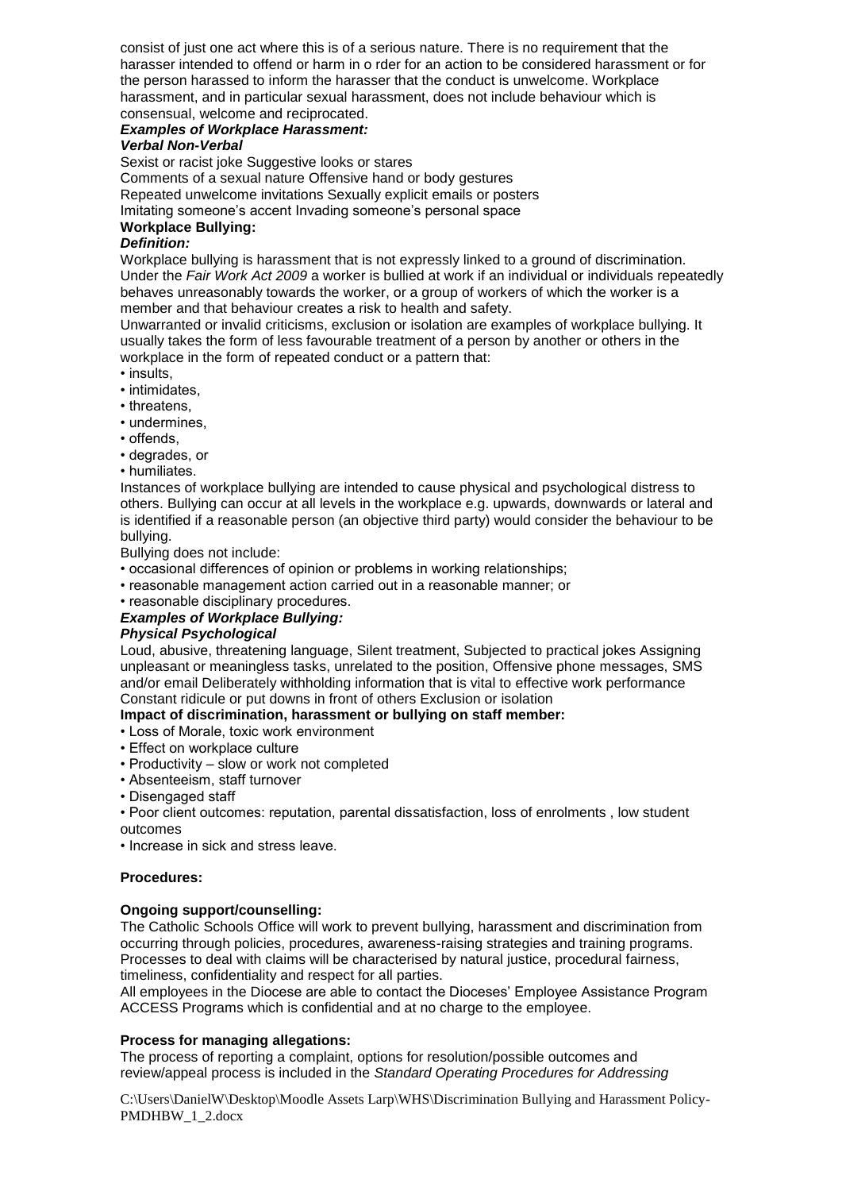consist of just one act where this is of a serious nature. There is no requirement that the harasser intended to offend or harm in o rder for an action to be considered harassment or for the person harassed to inform the harasser that the conduct is unwelcome. Workplace harassment, and in particular sexual harassment, does not include behaviour which is consensual, welcome and reciprocated.

***Examples of Workplace Harassment:***

***Verbal Non-Verbal***

Sexist or racist joke Suggestive looks or stares

Comments of a sexual nature Offensive hand or body gestures

Repeated unwelcome invitations Sexually explicit emails or posters

Imitating someone's accent Invading someone's personal space

**Workplace Bullying:**

***Definition:***

Workplace bullying is harassment that is not expressly linked to a ground of discrimination. Under the *Fair Work Act 2009* a worker is bullied at work if an individual or individuals repeatedly behaves unreasonably towards the worker, or a group of workers of which the worker is a member and that behaviour creates a risk to health and safety.

Unwarranted or invalid criticisms, exclusion or isolation are examples of workplace bullying. It usually takes the form of less favourable treatment of a person by another or others in the workplace in the form of repeated conduct or a pattern that:

- insults,
- intimidates,
- threatens,
- undermines,
- offends,
- degrades, or
- humiliates.

Instances of workplace bullying are intended to cause physical and psychological distress to others. Bullying can occur at all levels in the workplace e.g. upwards, downwards or lateral and is identified if a reasonable person (an objective third party) would consider the behaviour to be bullying.

Bullying does not include:

- occasional differences of opinion or problems in working relationships;
- reasonable management action carried out in a reasonable manner; or
- reasonable disciplinary procedures.

***Examples of Workplace Bullying:***

***Physical Psychological***

Loud, abusive, threatening language, Silent treatment, Subjected to practical jokes Assigning unpleasant or meaningless tasks, unrelated to the position, Offensive phone messages, SMS and/or email Deliberately withholding information that is vital to effective work performance Constant ridicule or put downs in front of others Exclusion or isolation

**Impact of discrimination, harassment or bullying on staff member:**

- Loss of Morale, toxic work environment
- Effect on workplace culture
- Productivity – slow or work not completed
- Absenteeism, staff turnover
- Disengaged staff
- Poor client outcomes: reputation, parental dissatisfaction, loss of enrolments , low student outcomes
- Increase in sick and stress leave.

**Procedures:**

**Ongoing support/counselling:**

The Catholic Schools Office will work to prevent bullying, harassment and discrimination from occurring through policies, procedures, awareness-raising strategies and training programs. Processes to deal with claims will be characterised by natural justice, procedural fairness, timeliness, confidentiality and respect for all parties.

All employees in the Diocese are able to contact the Dioceses' Employee Assistance Program ACCESS Programs which is confidential and at no charge to the employee.

**Process for managing allegations:**

The process of reporting a complaint, options for resolution/possible outcomes and review/appeal process is included in the *Standard Operating Procedures for Addressing*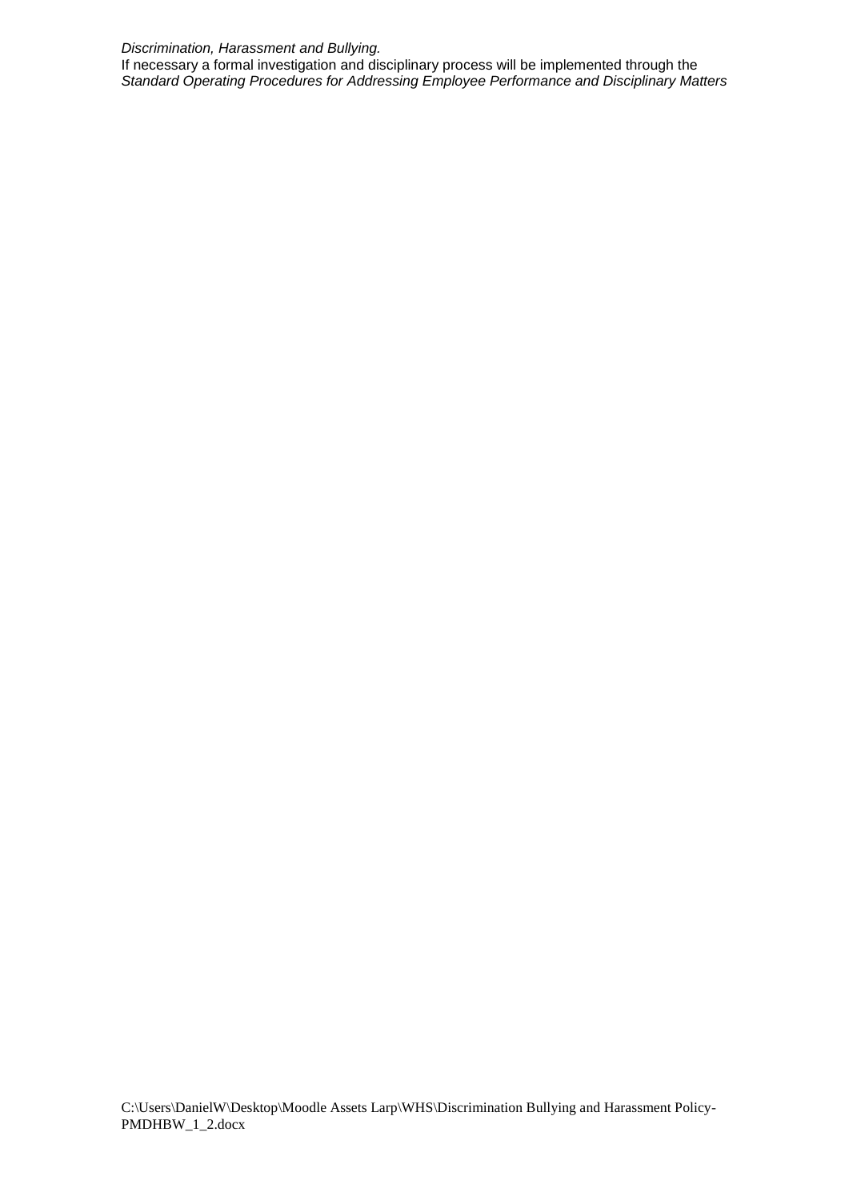*Discrimination, Harassment and Bullying.*
If necessary a formal investigation and disciplinary process will be implemented through the *Standard Operating Procedures for Addressing Employee Performance and Disciplinary Matters*